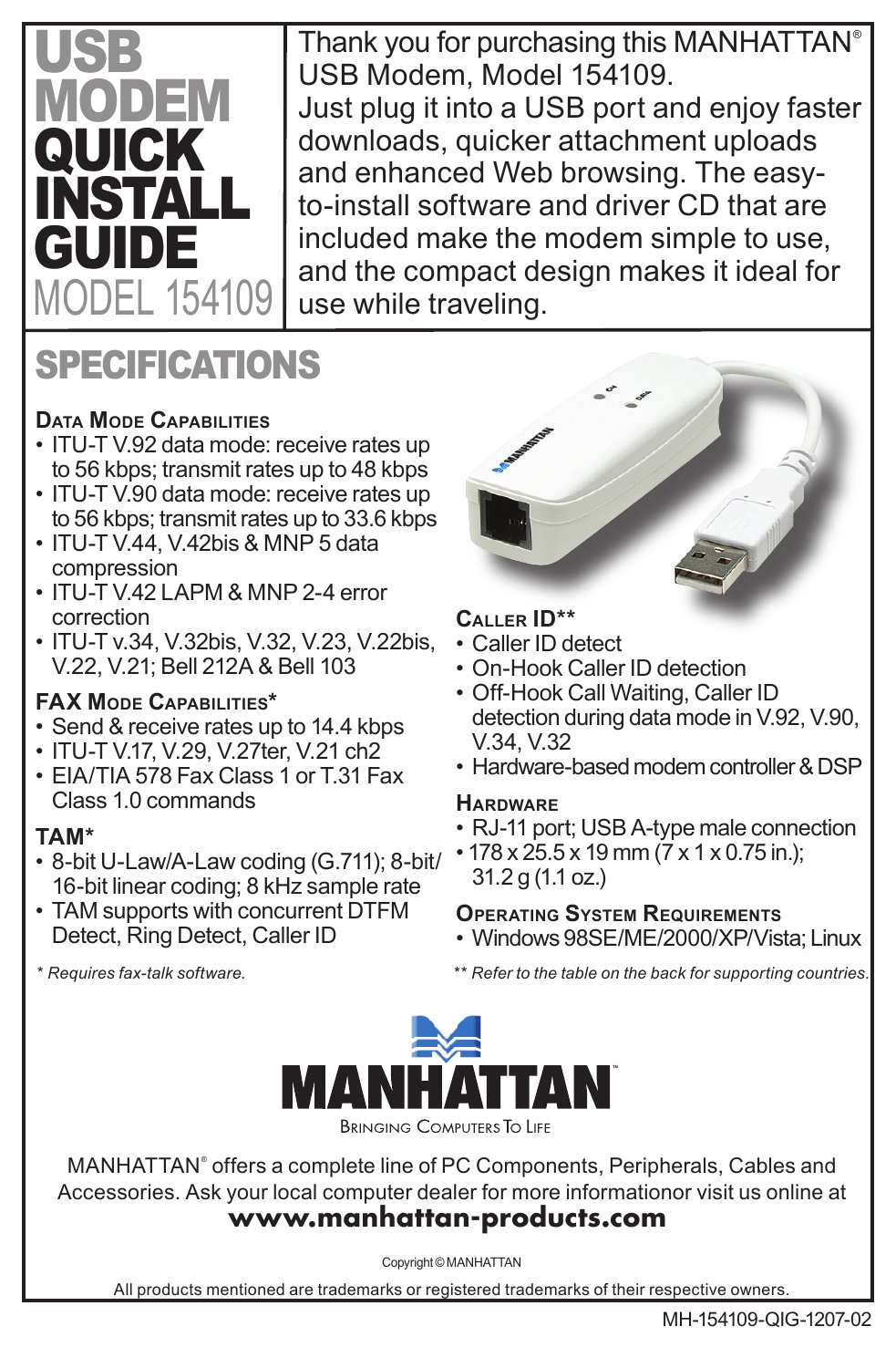# USB MODEM QUICK INSTALL GUIDE

MODEL 154109

Thank you for purchasing this MANHATTAN® USB Modem, Model 154109. Just plug it into a USB port and enjoy faster downloads, quicker attachment uploads and enhanced Web browsing. The easy-to-install software and driver CD that are included make the modem simple to use, and the compact design makes it ideal for use while traveling.

## SPECIFICATIONS

### Data Mode Capabilities

- ITU-T V.92 data mode: receive rates up to 56 kbps; transmit rates up to 48 kbps
- ITU-T V.90 data mode: receive rates up to 56 kbps; transmit rates up to 33.6 kbps
- ITU-T V.44, V.42bis & MNP 5 data compression
- ITU-T V.42 LAPM & MNP 2-4 error correction
- ITU-T v.34, V.32bis, V.32, V.23, V.22bis, V.22, V.21; Bell 212A & Bell 103

### FAX Mode Capabilities*

- Send & receive rates up to 14.4 kbps
- ITU-T V.17, V.29, V.27ter, V.21 ch2
- EIA/TIA 578 Fax Class 1 or T.31 Fax Class 1.0 commands

### TAM*

- 8-bit U-Law/A-Law coding (G.711); 8-bit/16-bit linear coding; 8 kHz sample rate
- TAM supports with concurrent DTFM Detect, Ring Detect, Caller ID

*\* Requires fax-talk software.*

### Caller ID**

- Caller ID detect
- On-Hook Caller ID detection
- Off-Hook Call Waiting, Caller ID detection during data mode in V.92, V.90, V.34, V.32
- Hardware-based modem controller & DSP

### Hardware

- RJ-11 port; USB A-type male connection
- 178 x 25.5 x 19 mm (7 x 1 x 0.75 in.); 31.2 g (1.1 oz.)

### Operating System Requirements

- Windows 98SE/ME/2000/XP/Vista; Linux

*\*\* Refer to the table on the back for supporting countries.*

MANHATTAN™

Bringing Computers To Life

MANHATTAN® offers a complete line of PC Components, Peripherals, Cables and Accessories. Ask your local computer dealer for more informationor visit us online at

**www.manhattan-products.com**

Copyright © MANHATTAN

All products mentioned are trademarks or registered trademarks of their respective owners.

MH-154109-QIG-1207-02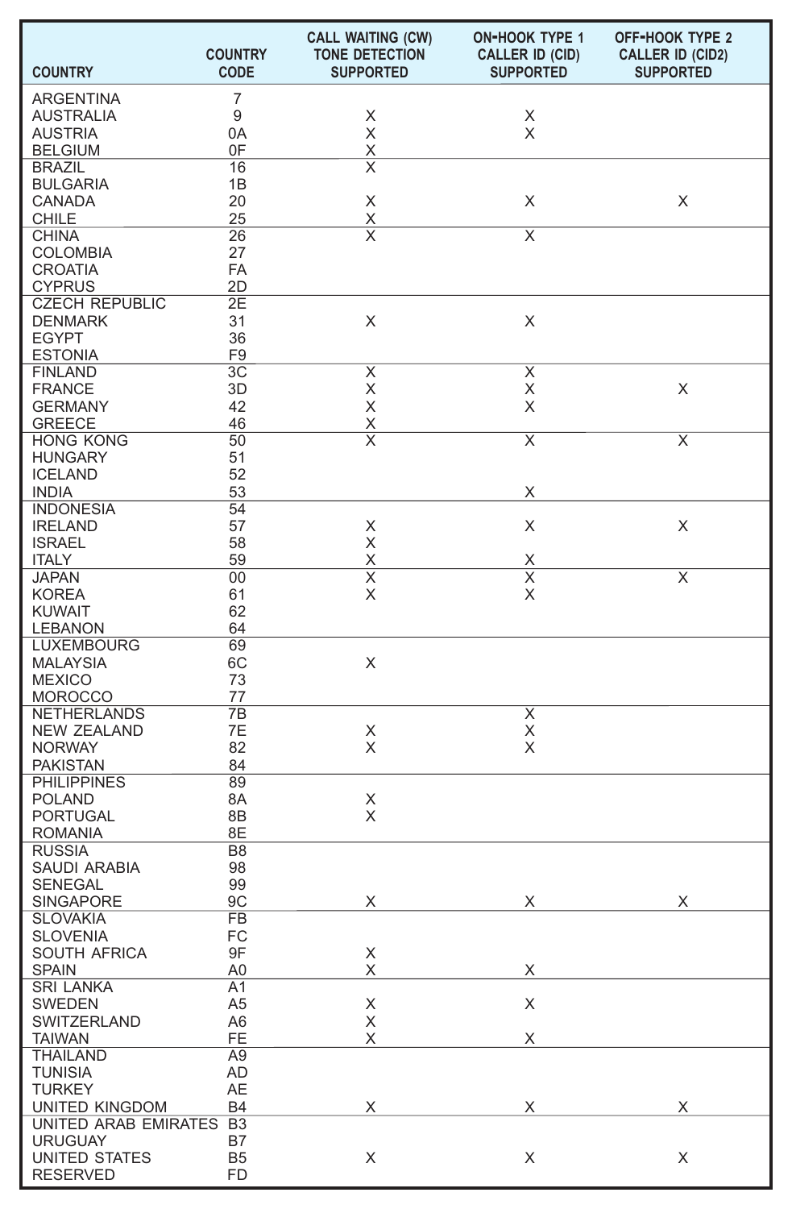| COUNTRY | COUNTRY CODE | CALL WAITING (CW) TONE DETECTION SUPPORTED | ON-HOOK TYPE 1 CALLER ID (CID) SUPPORTED | OFF-HOOK TYPE 2 CALLER ID (CID2) SUPPORTED |
|---|---|---|---|---|
| ARGENTINA | 7 | | | |
| AUSTRALIA | 9 | X | X | |
| AUSTRIA | 0A | X | X | |
| BELGIUM | 0F | X | | |
| BRAZIL | 16 | X | | |
| BULGARIA | 1B | | | |
| CANADA | 20 | X | X | X |
| CHILE | 25 | X | | |
| CHINA | 26 | X | X | |
| COLOMBIA | 27 | | | |
| CROATIA | FA | | | |
| CYPRUS | 2D | | | |
| CZECH REPUBLIC | 2E | | | |
| DENMARK | 31 | X | X | |
| EGYPT | 36 | | | |
| ESTONIA | F9 | | | |
| FINLAND | 3C | X | X | |
| FRANCE | 3D | X | X | X |
| GERMANY | 42 | X | X | |
| GREECE | 46 | X | | |
| HONG KONG | 50 | X | X | X |
| HUNGARY | 51 | | | |
| ICELAND | 52 | | | |
| INDIA | 53 | | X | |
| INDONESIA | 54 | | | |
| IRELAND | 57 | X | X | X |
| ISRAEL | 58 | X | | |
| ITALY | 59 | X | X | |
| JAPAN | 00 | X | X | X |
| KOREA | 61 | X | X | |
| KUWAIT | 62 | | | |
| LEBANON | 64 | | | |
| LUXEMBOURG | 69 | | | |
| MALAYSIA | 6C | X | | |
| MEXICO | 73 | | | |
| MOROCCO | 77 | | | |
| NETHERLANDS | 7B | | X | |
| NEW ZEALAND | 7E | X | X | |
| NORWAY | 82 | X | X | |
| PAKISTAN | 84 | | | |
| PHILIPPINES | 89 | | | |
| POLAND | 8A | X | | |
| PORTUGAL | 8B | X | | |
| ROMANIA | 8E | | | |
| RUSSIA | B8 | | | |
| SAUDI ARABIA | 98 | | | |
| SENEGAL | 99 | | | |
| SINGAPORE | 9C | X | X | X |
| SLOVAKIA | FB | | | |
| SLOVENIA | FC | | | |
| SOUTH AFRICA | 9F | X | | |
| SPAIN | A0 | X | X | |
| SRI LANKA | A1 | | | |
| SWEDEN | A5 | X | X | |
| SWITZERLAND | A6 | X | | |
| TAIWAN | FE | X | X | |
| THAILAND | A9 | | | |
| TUNISIA | AD | | | |
| TURKEY | AE | | | |
| UNITED KINGDOM | B4 | X | X | X |
| UNITED ARAB EMIRATES | B3 | | | |
| URUGUAY | B7 | | | |
| UNITED STATES | B5 | X | X | X |
| RESERVED | FD | | | |